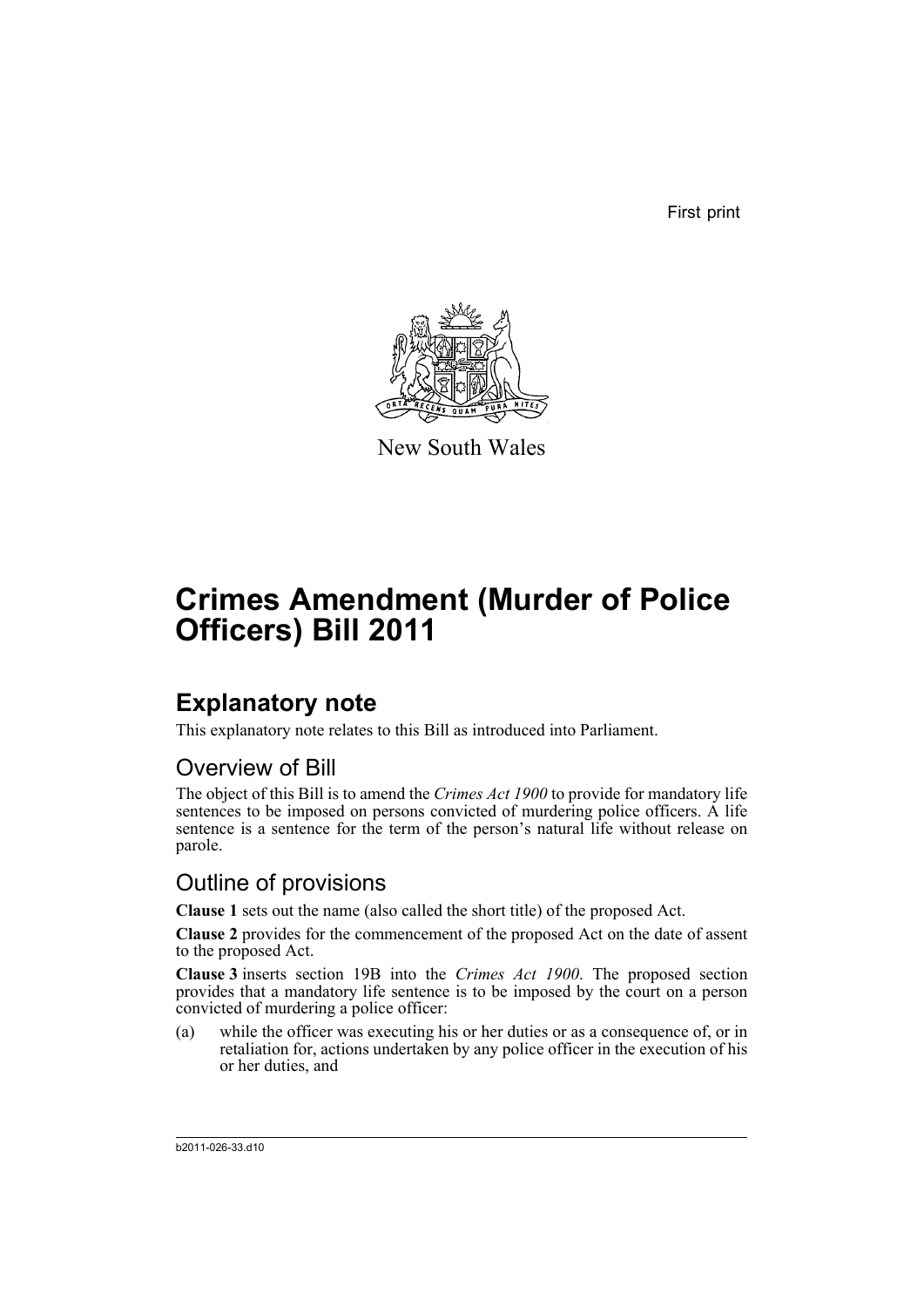First print

New South Wales

# Crimes Amendment (Murder of Police Officers) Bill 2011

## Explanatory note

This explanatory note relates to this Bill as introduced into Parliament.

### Overview of Bill

The object of this Bill is to amend the *Crimes Act 1900* to provide for mandatory life sentences to be imposed on persons convicted of murdering police officers. A life sentence is a sentence for the term of the person's natural life without release on parole.

### Outline of provisions

**Clause 1** sets out the name (also called the short title) of the proposed Act.

**Clause 2** provides for the commencement of the proposed Act on the date of assent to the proposed Act.

**Clause 3** inserts section 19B into the *Crimes Act 1900*. The proposed section provides that a mandatory life sentence is to be imposed by the court on a person convicted of murdering a police officer:

(a) while the officer was executing his or her duties or as a consequence of, or in retaliation for, actions undertaken by any police officer in the execution of his or her duties, and

b2011-026-33.d10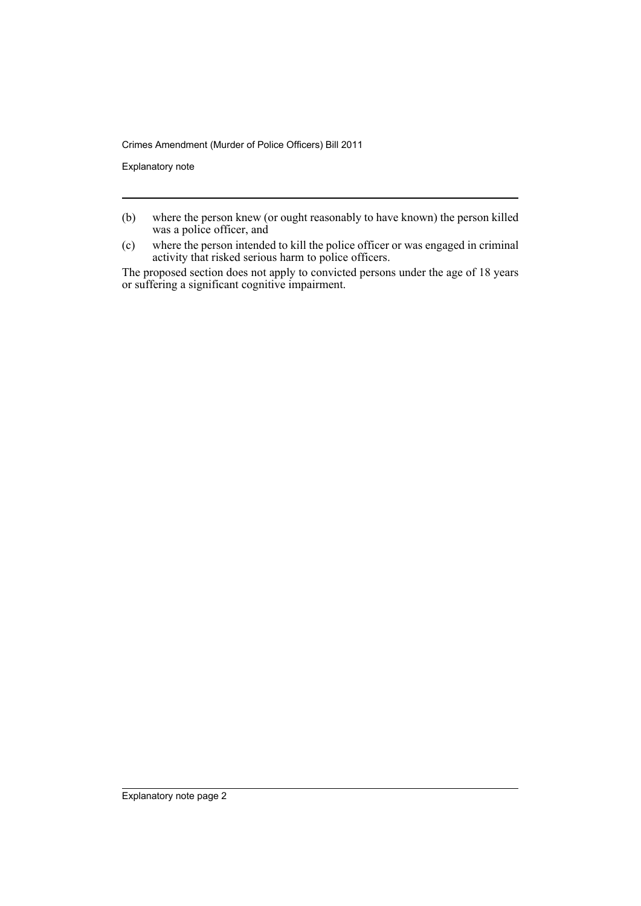(b) where the person knew (or ought reasonably to have known) the person killed was a police officer, and

(c) where the person intended to kill the police officer or was engaged in criminal activity that risked serious harm to police officers.

The proposed section does not apply to convicted persons under the age of 18 years or suffering a significant cognitive impairment.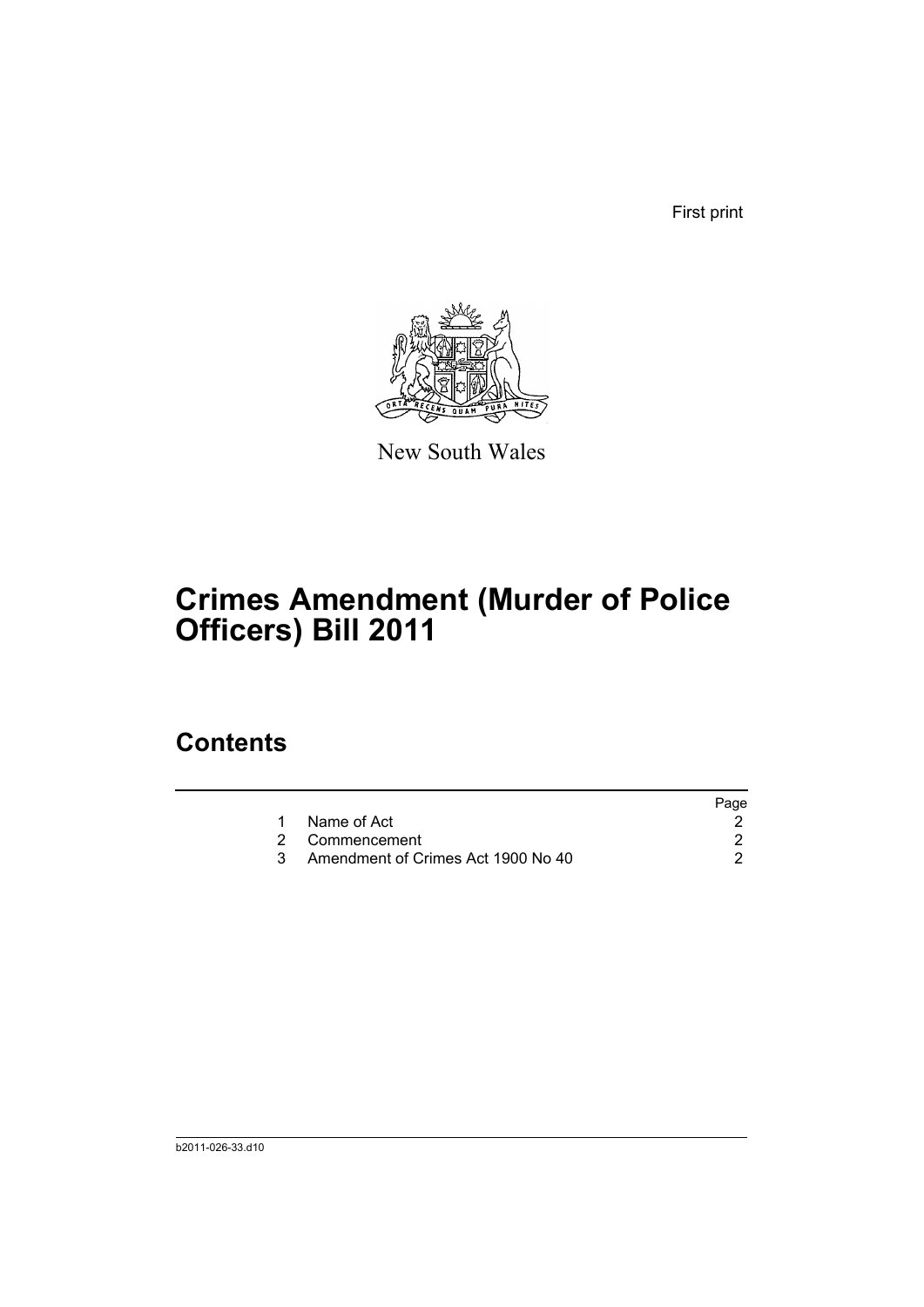First print

New South Wales

# Crimes Amendment (Murder of Police Officers) Bill 2011

## Contents

| | | Page |
|---|---|---|
| 1 | Name of Act | 2 |
| 2 | Commencement | 2 |
| 3 | Amendment of Crimes Act 1900 No 40 | 2 |

b2011-026-33.d10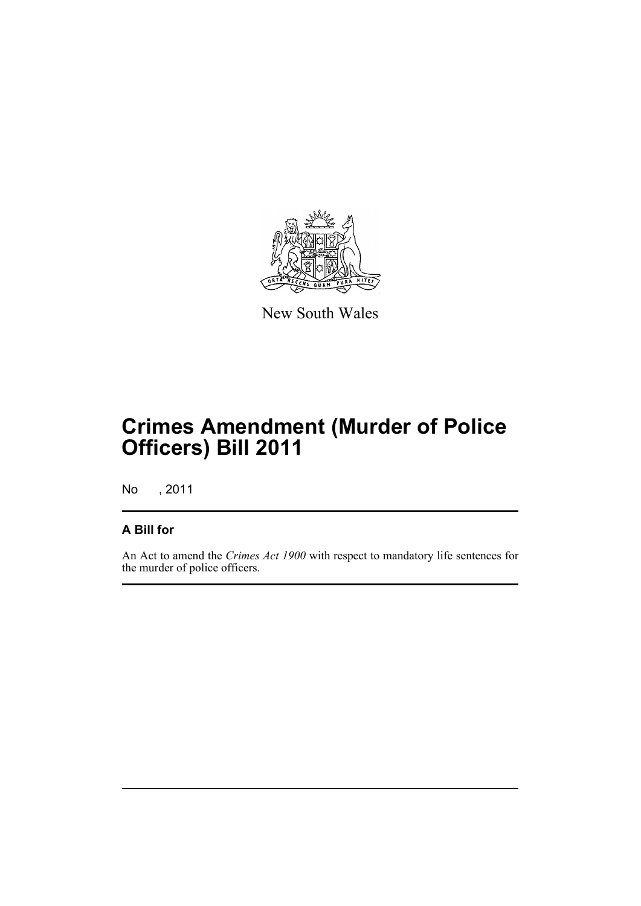New South Wales

# Crimes Amendment (Murder of Police Officers) Bill 2011

No , 2011

## A Bill for

An Act to amend the *Crimes Act 1900* with respect to mandatory life sentences for the murder of police officers.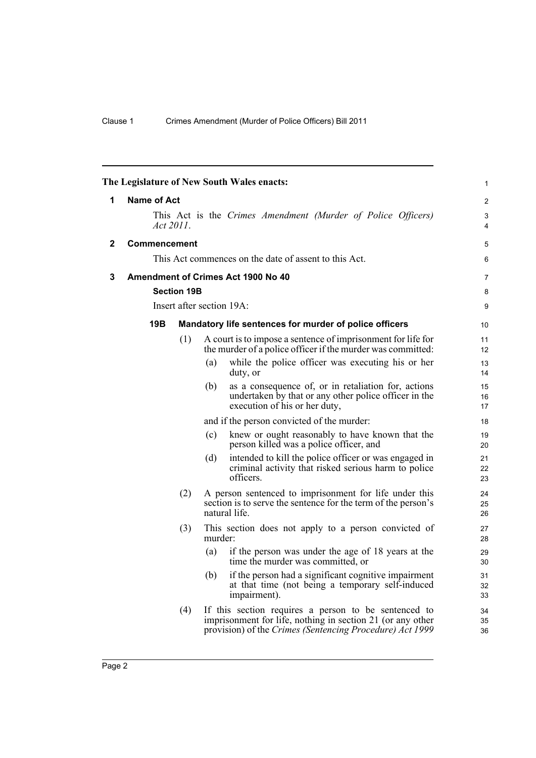The Legislature of New South Wales enacts:

## 1 Name of Act

This Act is the *Crimes Amendment (Murder of Police Officers) Act 2011*.

## 2 Commencement

This Act commences on the date of assent to this Act.

## 3 Amendment of Crimes Act 1900 No 40

### Section 19B

Insert after section 19A:

#### 19B Mandatory life sentences for murder of police officers

(1) A court is to impose a sentence of imprisonment for life for the murder of a police officer if the murder was committed:

- (a) while the police officer was executing his or her duty, or
- (b) as a consequence of, or in retaliation for, actions undertaken by that or any other police officer in the execution of his or her duty,

and if the person convicted of the murder:

- (c) knew or ought reasonably to have known that the person killed was a police officer, and
- (d) intended to kill the police officer or was engaged in criminal activity that risked serious harm to police officers.

(2) A person sentenced to imprisonment for life under this section is to serve the sentence for the term of the person's natural life.

(3) This section does not apply to a person convicted of murder:

- (a) if the person was under the age of 18 years at the time the murder was committed, or
- (b) if the person had a significant cognitive impairment at that time (not being a temporary self-induced impairment).

(4) If this section requires a person to be sentenced to imprisonment for life, nothing in section 21 (or any other provision) of the *Crimes (Sentencing Procedure) Act 1999*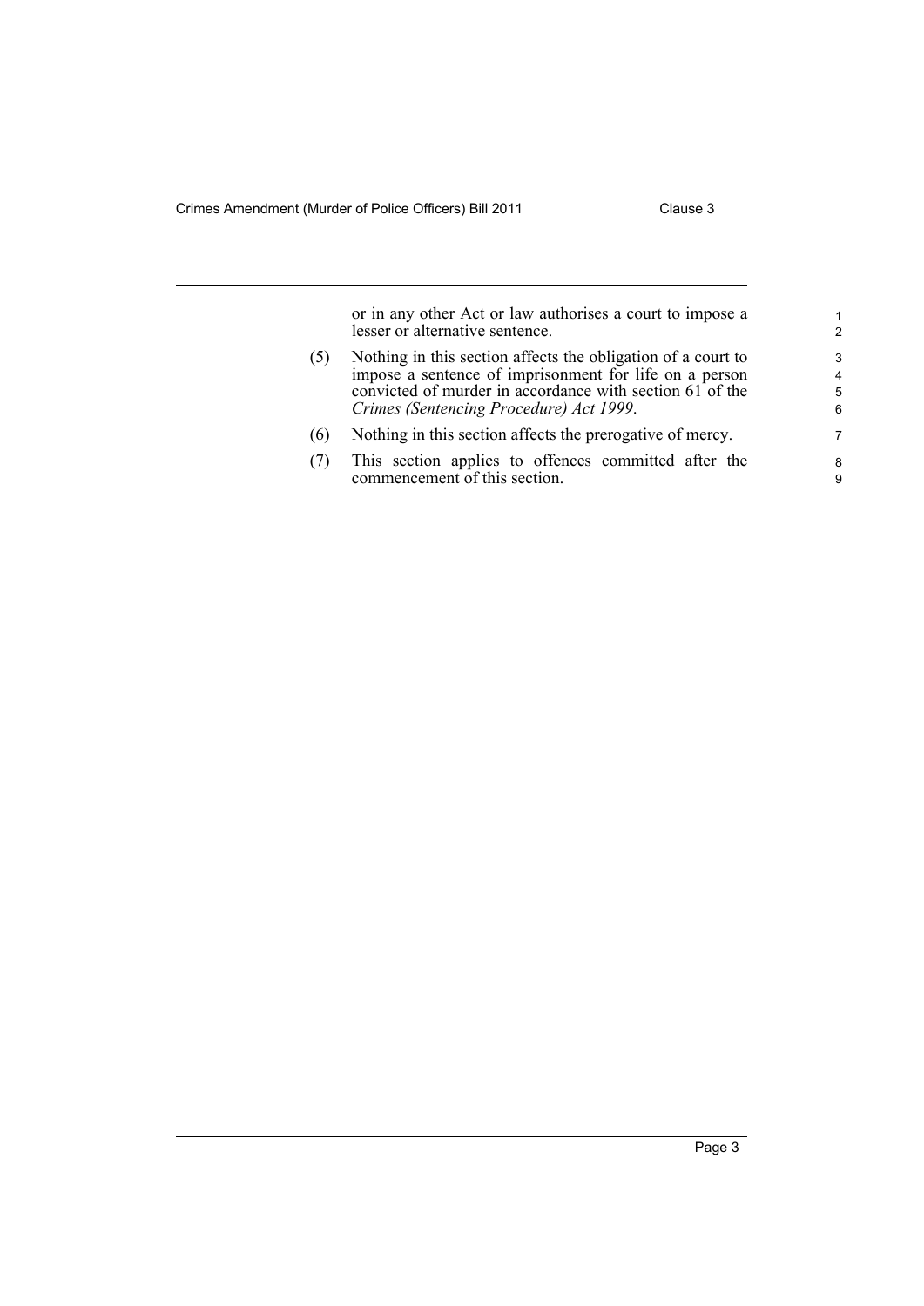or in any other Act or law authorises a court to impose a lesser or alternative sentence.

(5) Nothing in this section affects the obligation of a court to impose a sentence of imprisonment for life on a person convicted of murder in accordance with section 61 of the *Crimes (Sentencing Procedure) Act 1999*.

(6) Nothing in this section affects the prerogative of mercy.

(7) This section applies to offences committed after the commencement of this section.